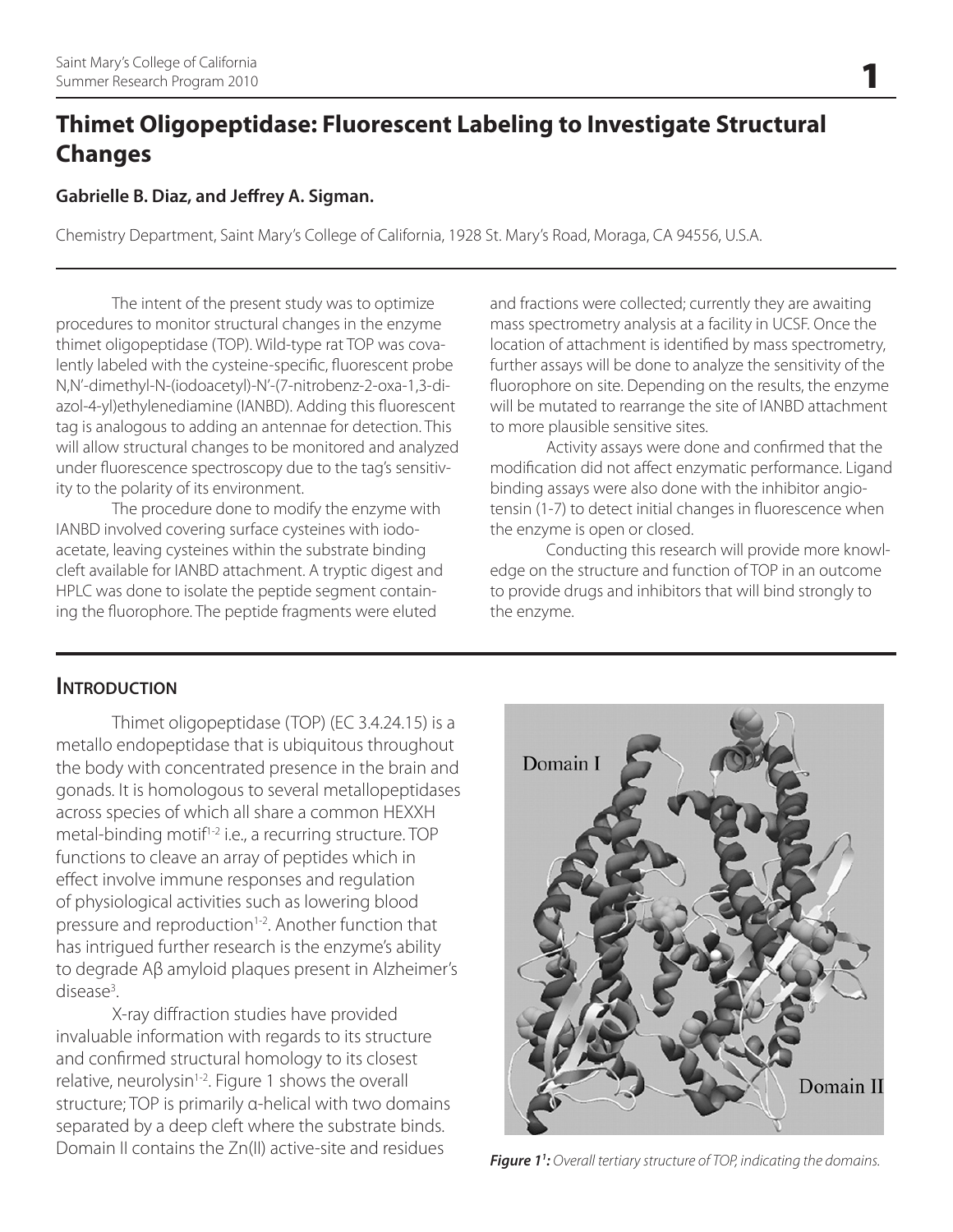# Thimet Oligopeptidase: Fluorescent Labeling to Investigate Structural Changes

**Gabrielle B. Diaz, and Jeffrey A. Sigman.**

Chemistry Department, Saint Mary's College of California, 1928 St. Mary's Road, Moraga, CA 94556, U.S.A.

---

The intent of the present study was to optimize procedures to monitor structural changes in the enzyme thimet oligopeptidase (TOP). Wild-type rat TOP was covalently labeled with the cysteine-specific, fluorescent probe N,N'-dimethyl-N-(iodoacetyl)-N'-(7-nitrobenz-2-oxa-1,3-diazol-4-yl)ethylenediamine (IANBD). Adding this fluorescent tag is analogous to adding an antennae for detection. This will allow structural changes to be monitored and analyzed under fluorescence spectroscopy due to the tag's sensitivity to the polarity of its environment.

The procedure done to modify the enzyme with IANBD involved covering surface cysteines with iodoacetate, leaving cysteines within the substrate binding cleft available for IANBD attachment. A tryptic digest and HPLC was done to isolate the peptide segment containing the fluorophore. The peptide fragments were eluted and fractions were collected; currently they are awaiting mass spectrometry analysis at a facility in UCSF. Once the location of attachment is identified by mass spectrometry, further assays will be done to analyze the sensitivity of the fluorophore on site. Depending on the results, the enzyme will be mutated to rearrange the site of IANBD attachment to more plausible sensitive sites.

Activity assays were done and confirmed that the modification did not affect enzymatic performance. Ligand binding assays were also done with the inhibitor angiotensin (1-7) to detect initial changes in fluorescence when the enzyme is open or closed.

Conducting this research will provide more knowledge on the structure and function of TOP in an outcome to provide drugs and inhibitors that will bind strongly to the enzyme.

---

## Introduction

Thimet oligopeptidase (TOP) (EC 3.4.24.15) is a metallo endopeptidase that is ubiquitous throughout the body with concentrated presence in the brain and gonads. It is homologous to several metallopeptidases across species of which all share a common HEXXH metal-binding motif[1-2] i.e., a recurring structure. TOP functions to cleave an array of peptides which in effect involve immune responses and regulation of physiological activities such as lowering blood pressure and reproduction[1-2]. Another function that has intrigued further research is the enzyme's ability to degrade Aβ amyloid plaques present in Alzheimer's disease[3].

X-ray diffraction studies have provided invaluable information with regards to its structure and confirmed structural homology to its closest relative, neurolysin[1-2]. Figure 1 shows the overall structure; TOP is primarily α-helical with two domains separated by a deep cleft where the substrate binds. Domain II contains the Zn(II) active-site and residues

***Figure 1[1]:*** *Overall tertiary structure of TOP, indicating the domains.*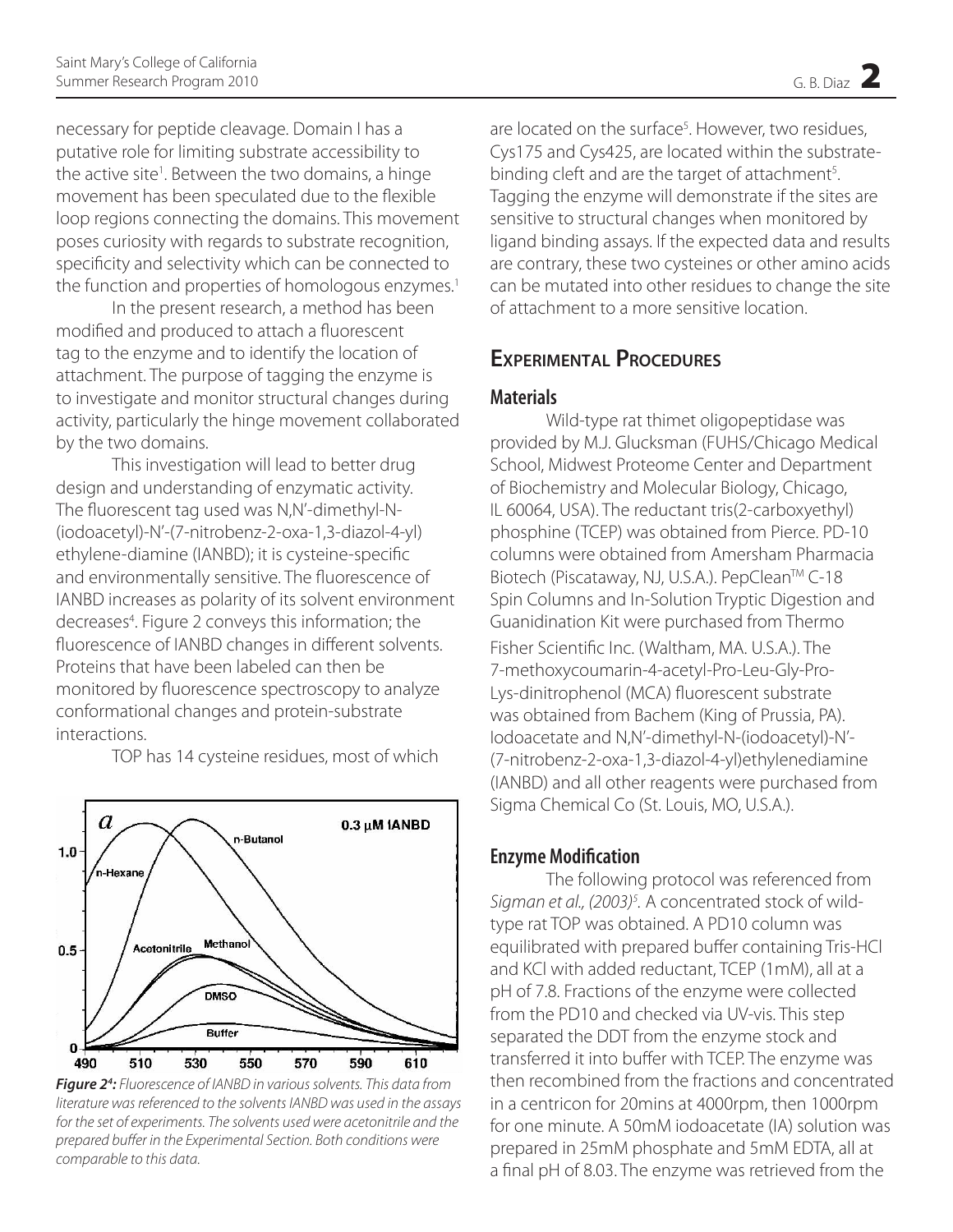necessary for peptide cleavage. Domain I has a putative role for limiting substrate accessibility to the active site[1]. Between the two domains, a hinge movement has been speculated due to the flexible loop regions connecting the domains. This movement poses curiosity with regards to substrate recognition, specificity and selectivity which can be connected to the function and properties of homologous enzymes.[1]

In the present research, a method has been modified and produced to attach a fluorescent tag to the enzyme and to identify the location of attachment. The purpose of tagging the enzyme is to investigate and monitor structural changes during activity, particularly the hinge movement collaborated by the two domains.

This investigation will lead to better drug design and understanding of enzymatic activity. The fluorescent tag used was N,N'-dimethyl-N-(iodoacetyl)-N'-(7-nitrobenz-2-oxa-1,3-diazol-4-yl) ethylene-diamine (IANBD); it is cysteine-specific and environmentally sensitive. The fluorescence of IANBD increases as polarity of its solvent environment decreases[4]. Figure 2 conveys this information; the fluorescence of IANBD changes in different solvents. Proteins that have been labeled can then be monitored by fluorescence spectroscopy to analyze conformational changes and protein-substrate interactions.

TOP has 14 cysteine residues, most of which are located on the surface[5]. However, two residues, Cys175 and Cys425, are located within the substrate-binding cleft and are the target of attachment[5]. Tagging the enzyme will demonstrate if the sites are sensitive to structural changes when monitored by ligand binding assays. If the expected data and results are contrary, these two cysteines or other amino acids can be mutated into other residues to change the site of attachment to a more sensitive location.

***Figure 2[4]:** Fluorescence of IANBD in various solvents. This data from literature was referenced to the solvents IANBD was used in the assays for the set of experiments. The solvents used were acetonitrile and the prepared buffer in the Experimental Section. Both conditions were comparable to this data.*

## Experimental Procedures

### Materials

Wild-type rat thimet oligopeptidase was provided by M.J. Glucksman (FUHS/Chicago Medical School, Midwest Proteome Center and Department of Biochemistry and Molecular Biology, Chicago, IL 60064, USA). The reductant tris(2-carboxyethyl) phosphine (TCEP) was obtained from Pierce. PD-10 columns were obtained from Amersham Pharmacia Biotech (Piscataway, NJ, U.S.A.). PepClean™ C-18 Spin Columns and In-Solution Tryptic Digestion and Guanidination Kit were purchased from Thermo Fisher Scientific Inc. (Waltham, MA. U.S.A.). The 7-methoxycoumarin-4-acetyl-Pro-Leu-Gly-Pro-Lys-dinitrophenol (MCA) fluorescent substrate was obtained from Bachem (King of Prussia, PA). Iodoacetate and N,N'-dimethyl-N-(iodoacetyl)-N'-(7-nitrobenz-2-oxa-1,3-diazol-4-yl)ethylenediamine (IANBD) and all other reagents were purchased from Sigma Chemical Co (St. Louis, MO, U.S.A.).

### Enzyme Modification

The following protocol was referenced from *Sigman et al., (2003)*[5]. A concentrated stock of wild-type rat TOP was obtained. A PD10 column was equilibrated with prepared buffer containing Tris-HCl and KCl with added reductant, TCEP (1mM), all at a pH of 7.8. Fractions of the enzyme were collected from the PD10 and checked via UV-vis. This step separated the DDT from the enzyme stock and transferred it into buffer with TCEP. The enzyme was then recombined from the fractions and concentrated in a centricon for 20mins at 4000rpm, then 1000rpm for one minute. A 50mM iodoacetate (IA) solution was prepared in 25mM phosphate and 5mM EDTA, all at a final pH of 8.03. The enzyme was retrieved from the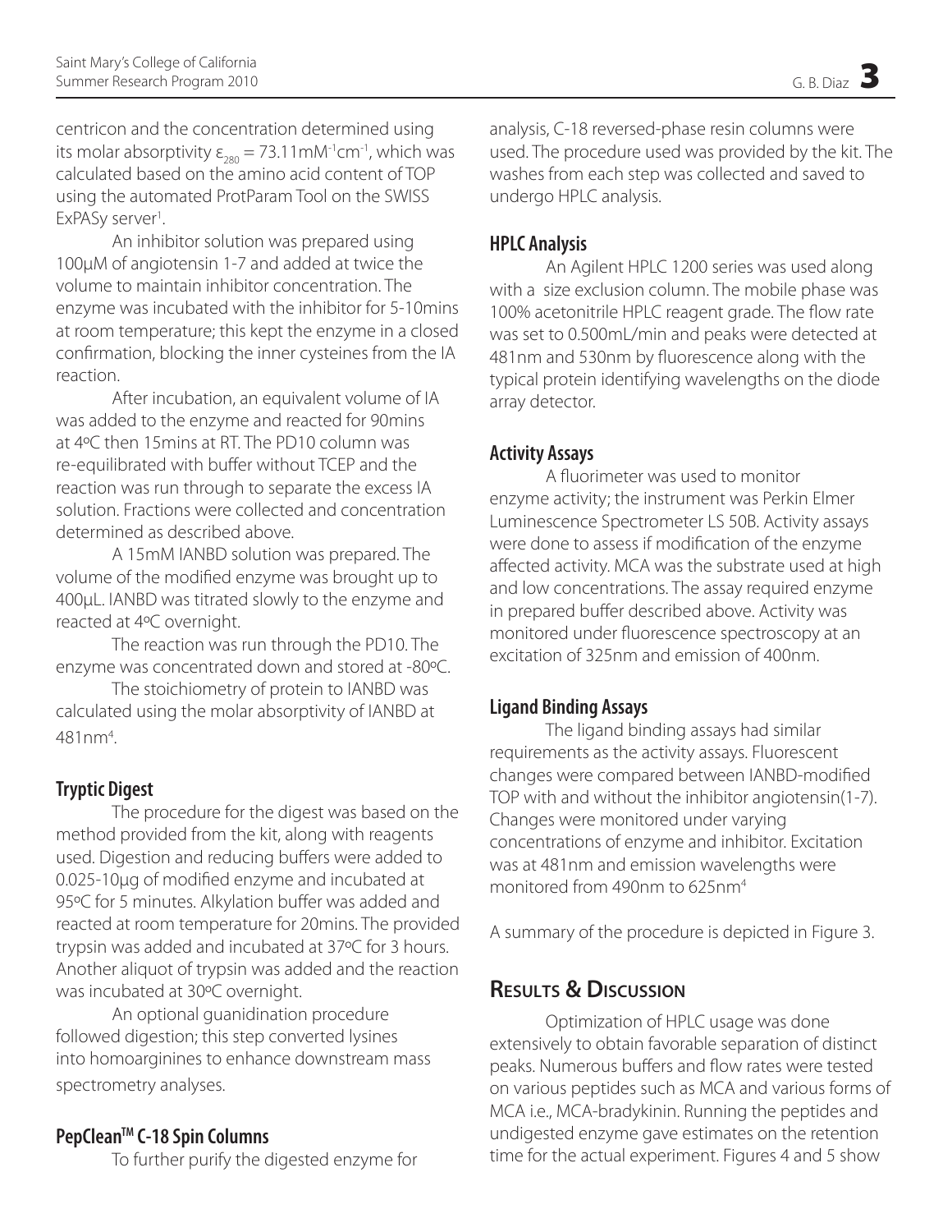centricon and the concentration determined using its molar absorptivity $\varepsilon_{280} = 73.11 mM^{-1}cm^{-1}$, which was calculated based on the amino acid content of TOP using the automated ProtParam Tool on the SWISS ExPASy server[1].

An inhibitor solution was prepared using 100µM of angiotensin 1-7 and added at twice the volume to maintain inhibitor concentration. The enzyme was incubated with the inhibitor for 5-10mins at room temperature; this kept the enzyme in a closed confirmation, blocking the inner cysteines from the IA reaction.

After incubation, an equivalent volume of IA was added to the enzyme and reacted for 90mins at 4ºC then 15mins at RT. The PD10 column was re-equilibrated with buffer without TCEP and the reaction was run through to separate the excess IA solution. Fractions were collected and concentration determined as described above.

A 15mM IANBD solution was prepared. The volume of the modified enzyme was brought up to 400µL. IANBD was titrated slowly to the enzyme and reacted at 4ºC overnight.

The reaction was run through the PD10. The enzyme was concentrated down and stored at -80ºC.

The stoichiometry of protein to IANBD was calculated using the molar absorptivity of IANBD at 481nm[4].

### Tryptic Digest

The procedure for the digest was based on the method provided from the kit, along with reagents used. Digestion and reducing buffers were added to 0.025-10µg of modified enzyme and incubated at 95ºC for 5 minutes. Alkylation buffer was added and reacted at room temperature for 20mins. The provided trypsin was added and incubated at 37ºC for 3 hours. Another aliquot of trypsin was added and the reaction was incubated at 30ºC overnight.

An optional guanidination procedure followed digestion; this step converted lysines into homoarginines to enhance downstream mass spectrometry analyses.

### PepClean™ C-18 Spin Columns

To further purify the digested enzyme for analysis, C-18 reversed-phase resin columns were used. The procedure used was provided by the kit. The washes from each step was collected and saved to undergo HPLC analysis.

### HPLC Analysis

An Agilent HPLC 1200 series was used along with a size exclusion column. The mobile phase was 100% acetonitrile HPLC reagent grade. The flow rate was set to 0.500mL/min and peaks were detected at 481nm and 530nm by fluorescence along with the typical protein identifying wavelengths on the diode array detector.

### Activity Assays

A fluorimeter was used to monitor enzyme activity; the instrument was Perkin Elmer Luminescence Spectrometer LS 50B. Activity assays were done to assess if modification of the enzyme affected activity. MCA was the substrate used at high and low concentrations. The assay required enzyme in prepared buffer described above. Activity was monitored under fluorescence spectroscopy at an excitation of 325nm and emission of 400nm.

### Ligand Binding Assays

The ligand binding assays had similar requirements as the activity assays. Fluorescent changes were compared between IANBD-modified TOP with and without the inhibitor angiotensin(1-7). Changes were monitored under varying concentrations of enzyme and inhibitor. Excitation was at 481nm and emission wavelengths were monitored from 490nm to 625nm[4]

A summary of the procedure is depicted in Figure 3.

## Results & Discussion

Optimization of HPLC usage was done extensively to obtain favorable separation of distinct peaks. Numerous buffers and flow rates were tested on various peptides such as MCA and various forms of MCA i.e., MCA-bradykinin. Running the peptides and undigested enzyme gave estimates on the retention time for the actual experiment. Figures 4 and 5 show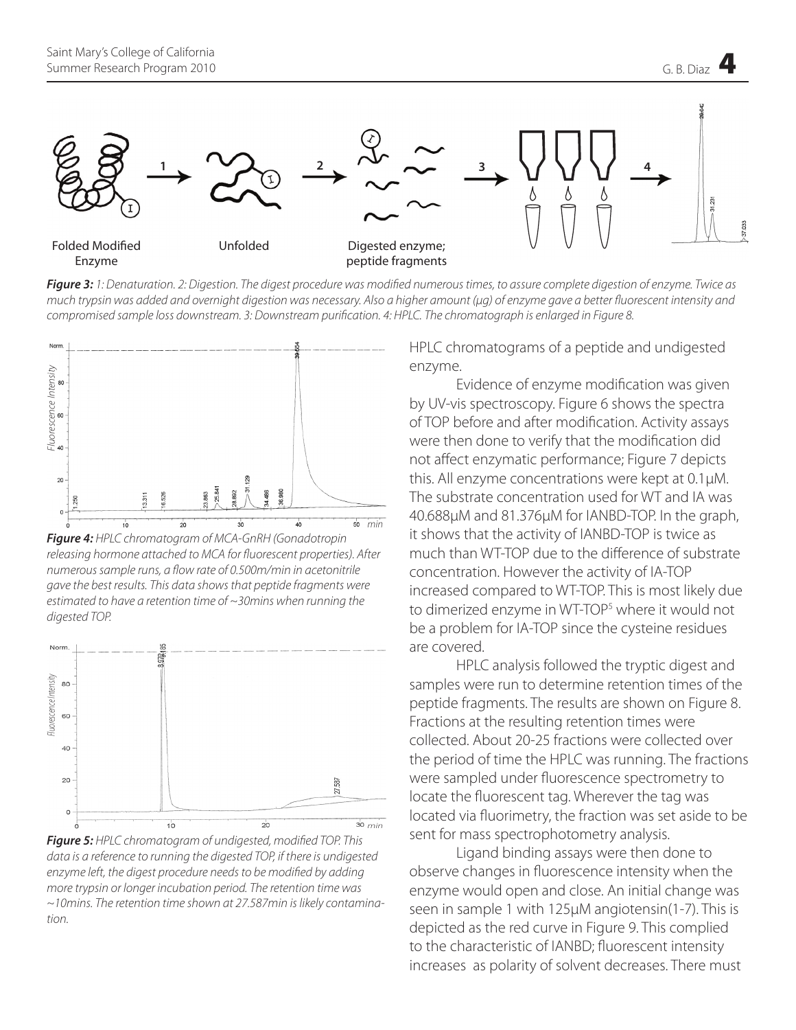Folded Modified Enzyme → 1 → Unfolded → 2 → Digested enzyme; peptide fragments → 3 → 4

*__Figure 3:__ 1: Denaturation. 2: Digestion. The digest procedure was modified numerous times, to assure complete digestion of enzyme. Twice as much trypsin was added and overnight digestion was necessary. Also a higher amount (μg) of enzyme gave a better fluorescent intensity and compromised sample loss downstream. 3: Downstream purification. 4: HPLC. The chromatograph is enlarged in Figure 8.*

*__Figure 4:__ HPLC chromatogram of MCA-GnRH (Gonadotropin releasing hormone attached to MCA for fluorescent properties). After numerous sample runs, a flow rate of 0.500m/min in acetonitrile gave the best results. This data shows that peptide fragments were estimated to have a retention time of ~30mins when running the digested TOP.*

*__Figure 5:__ HPLC chromatogram of undigested, modified TOP. This data is a reference to running the digested TOP, if there is undigested enzyme left, the digest procedure needs to be modified by adding more trypsin or longer incubation period. The retention time was ~10mins. The retention time shown at 27.587min is likely contamination.*

HPLC chromatograms of a peptide and undigested enzyme.

Evidence of enzyme modification was given by UV-vis spectroscopy. Figure 6 shows the spectra of TOP before and after modification. Activity assays were then done to verify that the modification did not affect enzymatic performance; Figure 7 depicts this. All enzyme concentrations were kept at 0.1μM. The substrate concentration used for WT and IA was 40.688μM and 81.376μM for IANBD-TOP. In the graph, it shows that the activity of IANBD-TOP is twice as much than WT-TOP due to the difference of substrate concentration. However the activity of IA-TOP increased compared to WT-TOP. This is most likely due to dimerized enzyme in WT-TOP[5] where it would not be a problem for IA-TOP since the cysteine residues are covered.

HPLC analysis followed the tryptic digest and samples were run to determine retention times of the peptide fragments. The results are shown on Figure 8. Fractions at the resulting retention times were collected. About 20-25 fractions were collected over the period of time the HPLC was running. The fractions were sampled under fluorescence spectrometry to locate the fluorescent tag. Wherever the tag was located via fluorimetry, the fraction was set aside to be sent for mass spectrophotometry analysis.

Ligand binding assays were then done to observe changes in fluorescence intensity when the enzyme would open and close. An initial change was seen in sample 1 with 125μM angiotensin(1-7). This is depicted as the red curve in Figure 9. This complied to the characteristic of IANBD; fluorescent intensity increases as polarity of solvent decreases. There must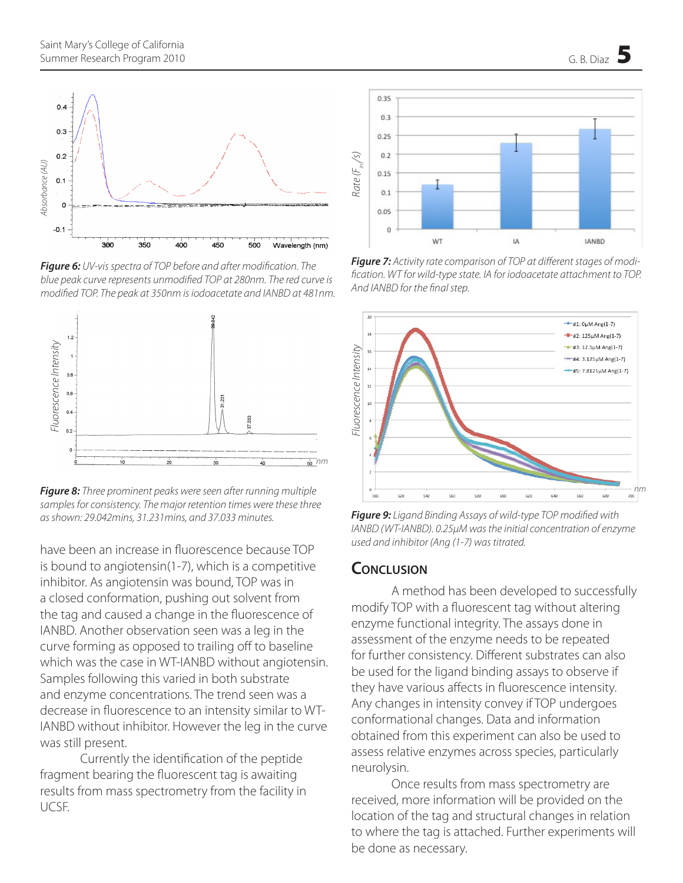*Figure 6:* *UV-vis spectra of TOP before and after modification. The blue peak curve represents unmodified TOP at 280nm. The red curve is modified TOP. The peak at 350nm is iodoacetate and IANBD at 481nm.*

*Figure 7:* *Activity rate comparison of TOP at different stages of modification. WT for wild-type state. IA for iodoacetate attachment to TOP. And IANBD for the final step.*

*Figure 8:* *Three prominent peaks were seen after running multiple samples for consistency. The major retention times were these three as shown: 29.042mins, 31.231mins, and 37.033 minutes.*

*Figure 9:* *Ligand Binding Assays of wild-type TOP modified with IANBD (WT-IANBD). 0.25μM was the initial concentration of enzyme used and inhibitor (Ang (1-7) was titrated.*

have been an increase in fluorescence because TOP is bound to angiotensin(1-7), which is a competitive inhibitor. As angiotensin was bound, TOP was in a closed conformation, pushing out solvent from the tag and caused a change in the fluorescence of IANBD. Another observation seen was a leg in the curve forming as opposed to trailing off to baseline which was the case in WT-IANBD without angiotensin. Samples following this varied in both substrate and enzyme concentrations. The trend seen was a decrease in fluorescence to an intensity similar to WT-IANBD without inhibitor. However the leg in the curve was still present.

Currently the identification of the peptide fragment bearing the fluorescent tag is awaiting results from mass spectrometry from the facility in UCSF.

## Conclusion

A method has been developed to successfully modify TOP with a fluorescent tag without altering enzyme functional integrity. The assays done in assessment of the enzyme needs to be repeated for further consistency. Different substrates can also be used for the ligand binding assays to observe if they have various affects in fluorescence intensity. Any changes in intensity convey if TOP undergoes conformational changes. Data and information obtained from this experiment can also be used to assess relative enzymes across species, particularly neurolysin.

Once results from mass spectrometry are received, more information will be provided on the location of the tag and structural changes in relation to where the tag is attached. Further experiments will be done as necessary.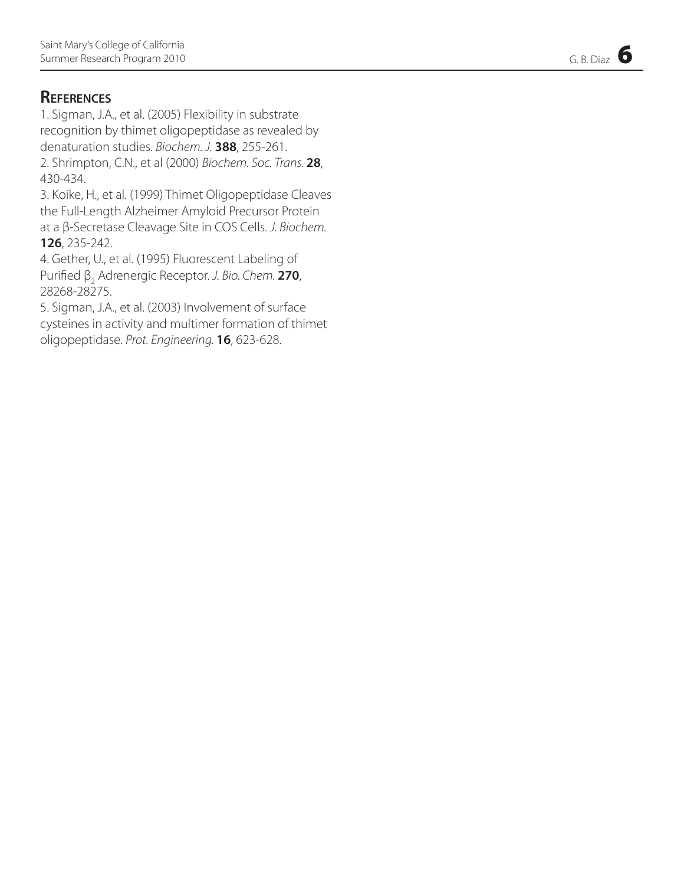## References

1. Sigman, J.A., et al. (2005) Flexibility in substrate recognition by thimet oligopeptidase as revealed by denaturation studies. *Biochem. J.* **388**, 255-261.
2. Shrimpton, C.N., et al (2000) *Biochem. Soc. Trans.* **28**, 430-434.
3. Koike, H., et al. (1999) Thimet Oligopeptidase Cleaves the Full-Length Alzheimer Amyloid Precursor Protein at a β-Secretase Cleavage Site in COS Cells. *J. Biochem.* **126**, 235-242.
4. Gether, U., et al. (1995) Fluorescent Labeling of Purified $\beta_2$ Adrenergic Receptor. *J. Bio. Chem.* **270**, 28268-28275.
5. Sigman, J.A., et al. (2003) Involvement of surface cysteines in activity and multimer formation of thimet oligopeptidase. *Prot. Engineering.* **16**, 623-628.